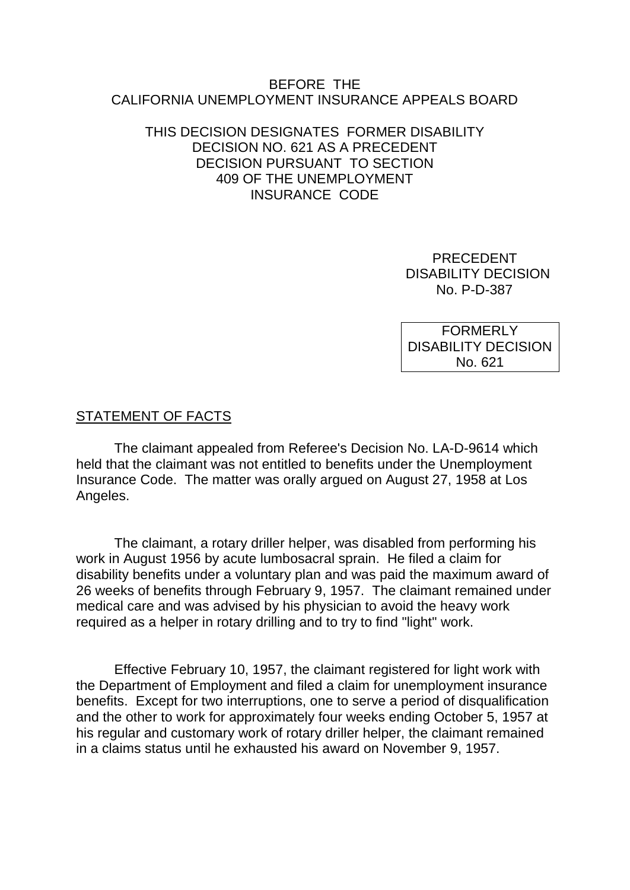BEFORE THE
CALIFORNIA UNEMPLOYMENT INSURANCE APPEALS BOARD

THIS DECISION DESIGNATES FORMER DISABILITY DECISION NO. 621 AS A PRECEDENT DECISION PURSUANT TO SECTION 409 OF THE UNEMPLOYMENT INSURANCE CODE

PRECEDENT
DISABILITY DECISION
No. P-D-387

FORMERLY
DISABILITY DECISION
No. 621

## STATEMENT OF FACTS

The claimant appealed from Referee's Decision No. LA-D-9614 which held that the claimant was not entitled to benefits under the Unemployment Insurance Code. The matter was orally argued on August 27, 1958 at Los Angeles.

The claimant, a rotary driller helper, was disabled from performing his work in August 1956 by acute lumbosacral sprain. He filed a claim for disability benefits under a voluntary plan and was paid the maximum award of 26 weeks of benefits through February 9, 1957. The claimant remained under medical care and was advised by his physician to avoid the heavy work required as a helper in rotary drilling and to try to find "light" work.

Effective February 10, 1957, the claimant registered for light work with the Department of Employment and filed a claim for unemployment insurance benefits. Except for two interruptions, one to serve a period of disqualification and the other to work for approximately four weeks ending October 5, 1957 at his regular and customary work of rotary driller helper, the claimant remained in a claims status until he exhausted his award on November 9, 1957.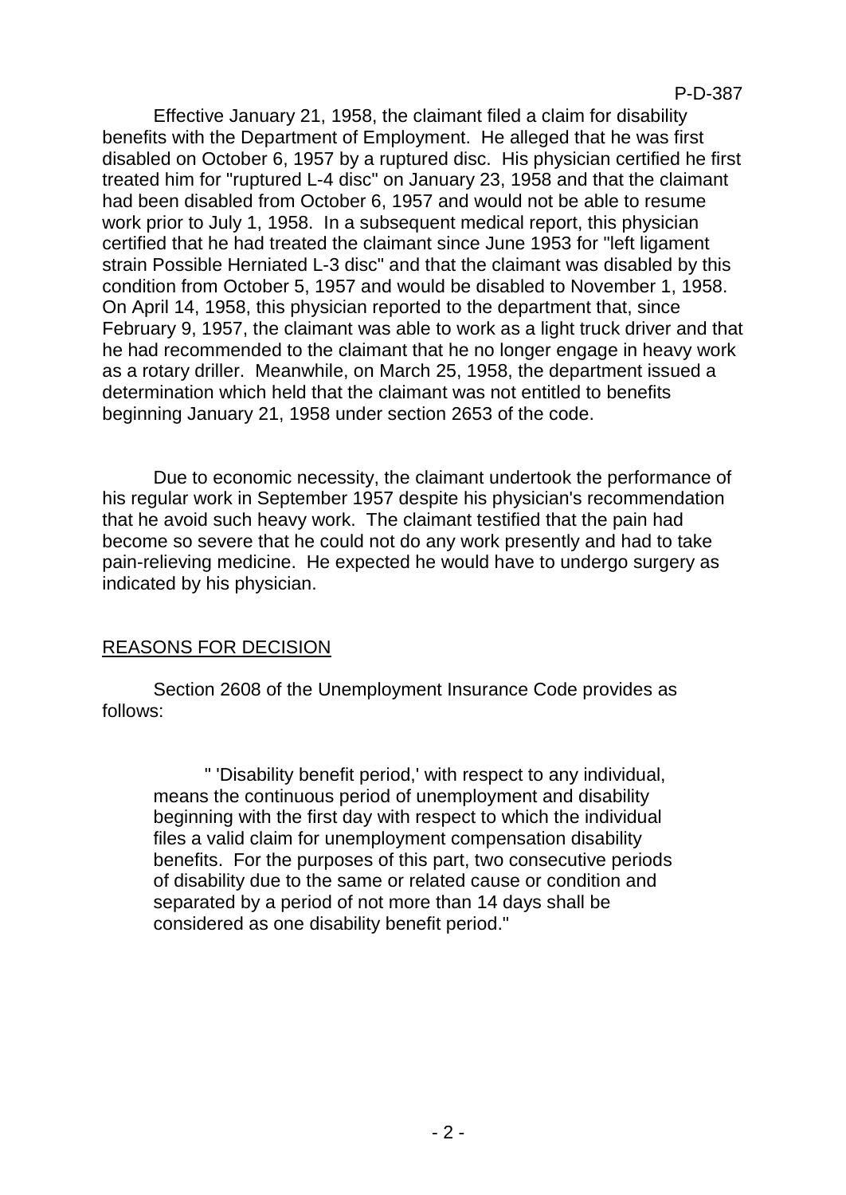Effective January 21, 1958, the claimant filed a claim for disability benefits with the Department of Employment. He alleged that he was first disabled on October 6, 1957 by a ruptured disc. His physician certified he first treated him for "ruptured L-4 disc" on January 23, 1958 and that the claimant had been disabled from October 6, 1957 and would not be able to resume work prior to July 1, 1958. In a subsequent medical report, this physician certified that he had treated the claimant since June 1953 for "left ligament strain Possible Herniated L-3 disc" and that the claimant was disabled by this condition from October 5, 1957 and would be disabled to November 1, 1958. On April 14, 1958, this physician reported to the department that, since February 9, 1957, the claimant was able to work as a light truck driver and that he had recommended to the claimant that he no longer engage in heavy work as a rotary driller. Meanwhile, on March 25, 1958, the department issued a determination which held that the claimant was not entitled to benefits beginning January 21, 1958 under section 2653 of the code.

Due to economic necessity, the claimant undertook the performance of his regular work in September 1957 despite his physician's recommendation that he avoid such heavy work. The claimant testified that the pain had become so severe that he could not do any work presently and had to take pain-relieving medicine. He expected he would have to undergo surgery as indicated by his physician.

## REASONS FOR DECISION

Section 2608 of the Unemployment Insurance Code provides as follows:

> " 'Disability benefit period,' with respect to any individual, means the continuous period of unemployment and disability beginning with the first day with respect to which the individual files a valid claim for unemployment compensation disability benefits. For the purposes of this part, two consecutive periods of disability due to the same or related cause or condition and separated by a period of not more than 14 days shall be considered as one disability benefit period."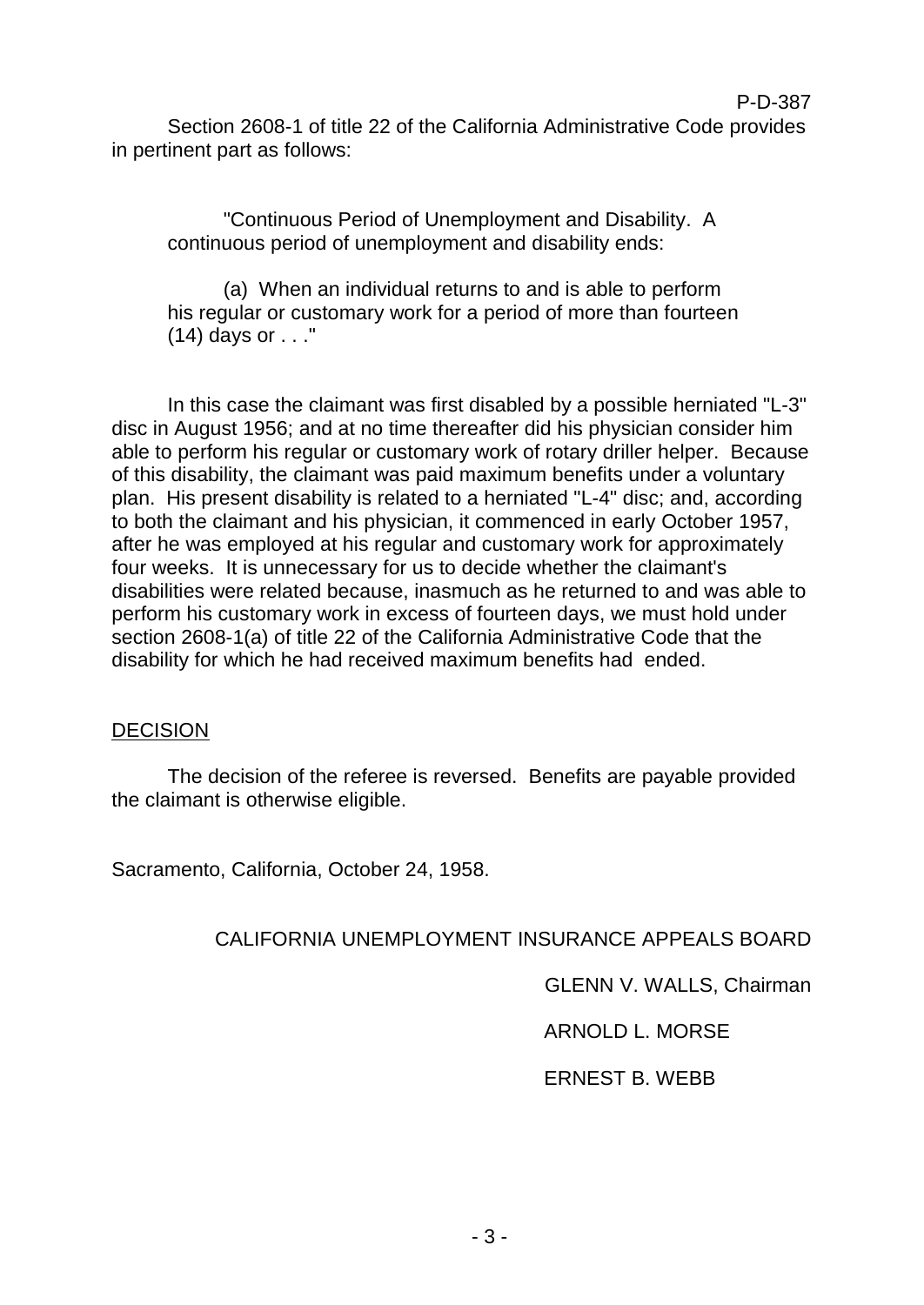P-D-387

Section 2608-1 of title 22 of the California Administrative Code provides in pertinent part as follows:

> "Continuous Period of Unemployment and Disability. A continuous period of unemployment and disability ends:
>
> (a) When an individual returns to and is able to perform his regular or customary work for a period of more than fourteen (14) days or . . ."

In this case the claimant was first disabled by a possible herniated "L-3" disc in August 1956; and at no time thereafter did his physician consider him able to perform his regular or customary work of rotary driller helper. Because of this disability, the claimant was paid maximum benefits under a voluntary plan. His present disability is related to a herniated "L-4" disc; and, according to both the claimant and his physician, it commenced in early October 1957, after he was employed at his regular and customary work for approximately four weeks. It is unnecessary for us to decide whether the claimant's disabilities were related because, inasmuch as he returned to and was able to perform his customary work in excess of fourteen days, we must hold under section 2608-1(a) of title 22 of the California Administrative Code that the disability for which he had received maximum benefits had ended.

## DECISION

The decision of the referee is reversed. Benefits are payable provided the claimant is otherwise eligible.

Sacramento, California, October 24, 1958.

CALIFORNIA UNEMPLOYMENT INSURANCE APPEALS BOARD

GLENN V. WALLS, Chairman

ARNOLD L. MORSE

ERNEST B. WEBB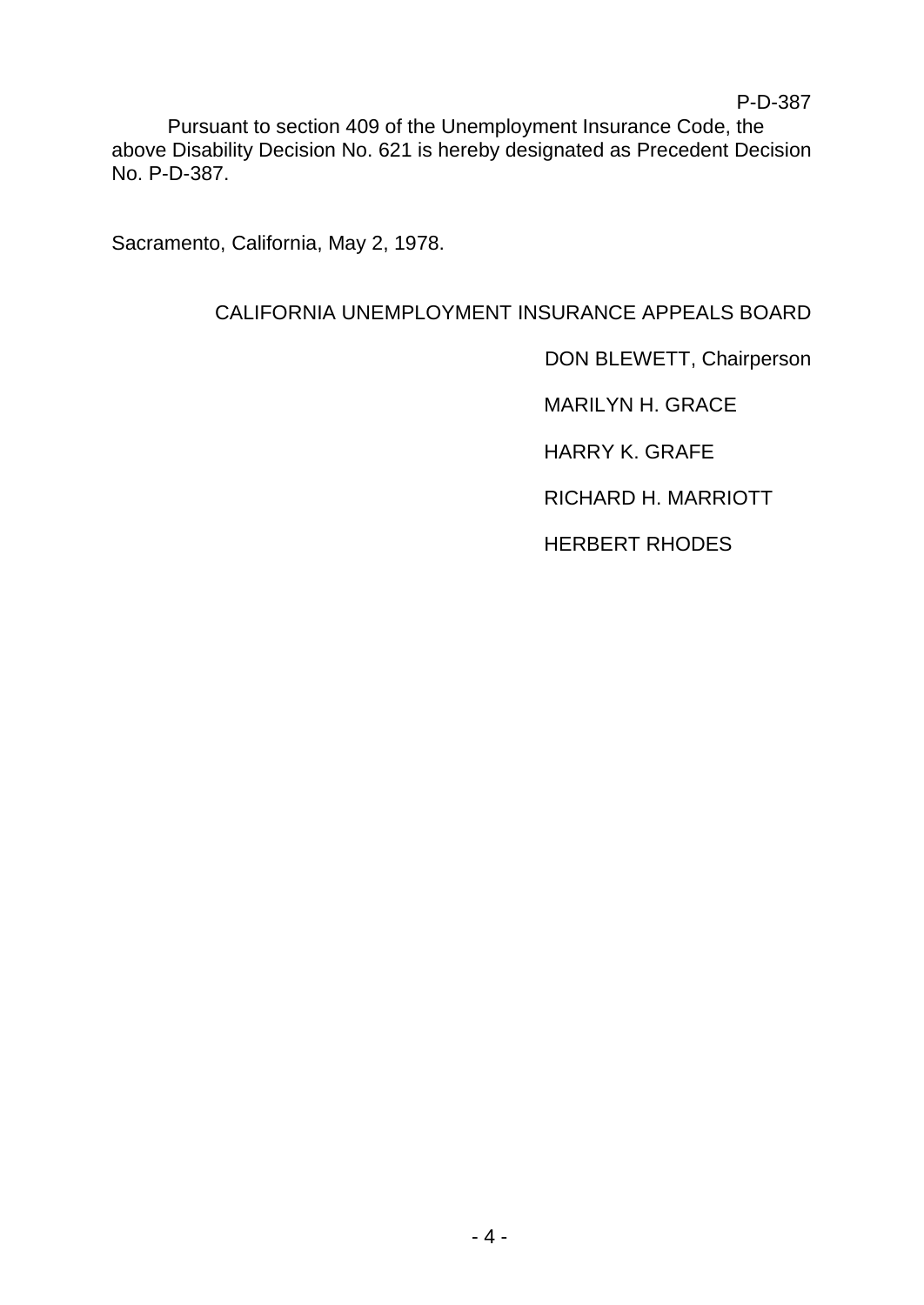Pursuant to section 409 of the Unemployment Insurance Code, the above Disability Decision No. 621 is hereby designated as Precedent Decision No. P-D-387.

Sacramento, California, May 2, 1978.

CALIFORNIA UNEMPLOYMENT INSURANCE APPEALS BOARD

DON BLEWETT, Chairperson

MARILYN H. GRACE

HARRY K. GRAFE

RICHARD H. MARRIOTT

HERBERT RHODES